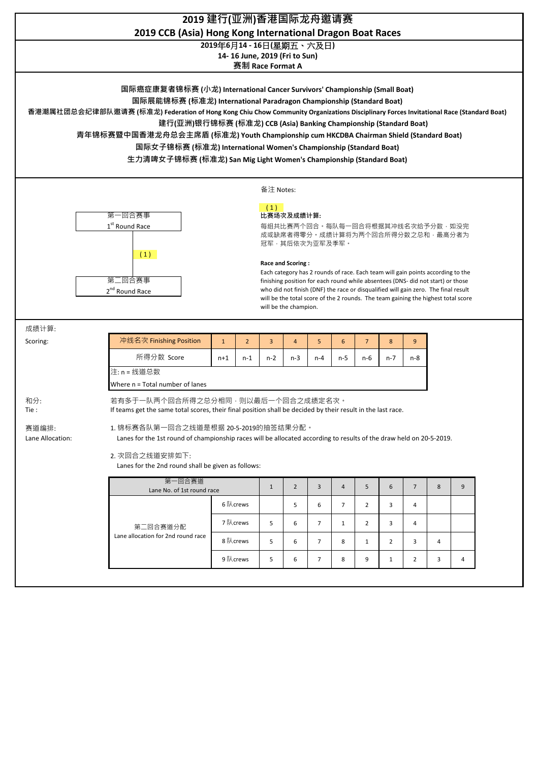# 2019 建行(亚洲)香港国际龙舟邀请赛

## 2019 CCB (Asia) Hong Kong International Dragon Boat Races

**2019年6月14 - 16日(星期五、六及日)**
**14- 16 June, 2019 (Fri to Sun)**
**赛制 Race Format A**

**国际癌症康复者锦标赛 (小龙) International Cancer Survivors' Championship (Small Boat)**
**国际展能锦标赛 (标准龙) International Paradragon Championship (Standard Boat)**
**香港潮属社团总会纪律部队邀请赛 (标准龙) Federation of Hong Kong Chiu Chow Community Organizations Disciplinary Forces Invitational Race (Standard Boat)**
**建行(亚洲)银行锦标赛 (标准龙) CCB (Asia) Banking Championship (Standard Boat)**
**青年锦标赛暨中国香港龙舟总会主席盾 (标准龙) Youth Championship cum HKCDBA Chairman Shield (Standard Boat)**
**国际女子锦标赛 (标准龙) International Women's Championship (Standard Boat)**
**生力清啤女子锦标赛 (标准龙) San Mig Light Women's Championship (Standard Boat)**

第一回合赛事
1st Round Race

(1)

第二回合赛事
2nd Round Race

备注 Notes:

(1)
**比赛场次及成绩计算:**
每组共比赛两个回合。每队每一回合将根据其冲线名次给予分数，如没完成或缺席者得零分。成绩计算将为两个回合所得分数之总和，最高分者为冠军，其后依次为亚军及季军。

**Race and Scoring :**
Each category has 2 rounds of race. Each team will gain points according to the finishing position for each round while absentees (DNS- did not start) or those who did not finish (DNF) the race or disqualified will gain zero. The final result will be the total score of the 2 rounds. The team gaining the highest total score will be the champion.

成绩计算:
Scoring:

| 冲线名次 Finishing Position | 1 | 2 | 3 | 4 | 5 | 6 | 7 | 8 | 9 |
|---|---|---|---|---|---|---|---|---|---|
| 所得分数 Score | n+1 | n-1 | n-2 | n-3 | n-4 | n-5 | n-6 | n-7 | n-8 |

注: n = 线道总数
Where n = Total number of lanes

和分:
Tie :

若有多于一队两个回合所得之总分相同，则以最后一个回合之成绩定名次。
If teams get the same total scores, their final position shall be decided by their result in the last race.

赛道编排:
Lane Allocation:

1. 锦标赛各队第一回合之线道是根据 20-5-2019的抽签结果分配。
   Lanes for the 1st round of championship races will be allocated according to results of the draw held on 20-5-2019.

2. 次回合之线道安排如下:
   Lanes for the 2nd round shall be given as follows:

| 第一回合赛道 Lane No. of 1st round race | | 1 | 2 | 3 | 4 | 5 | 6 | 7 | 8 | 9 |
|---|---|---|---|---|---|---|---|---|---|---|
| 第二回合赛道分配 Lane allocation for 2nd round race | 6 队crews | | 5 | 6 | 7 | 2 | 3 | 4 | | |
| | 7 队crews | 5 | 6 | 7 | 1 | 2 | 3 | 4 | | |
| | 8 队crews | 5 | 6 | 7 | 8 | 1 | 2 | 3 | 4 | |
| | 9 队crews | 5 | 6 | 7 | 8 | 9 | 1 | 2 | 3 | 4 |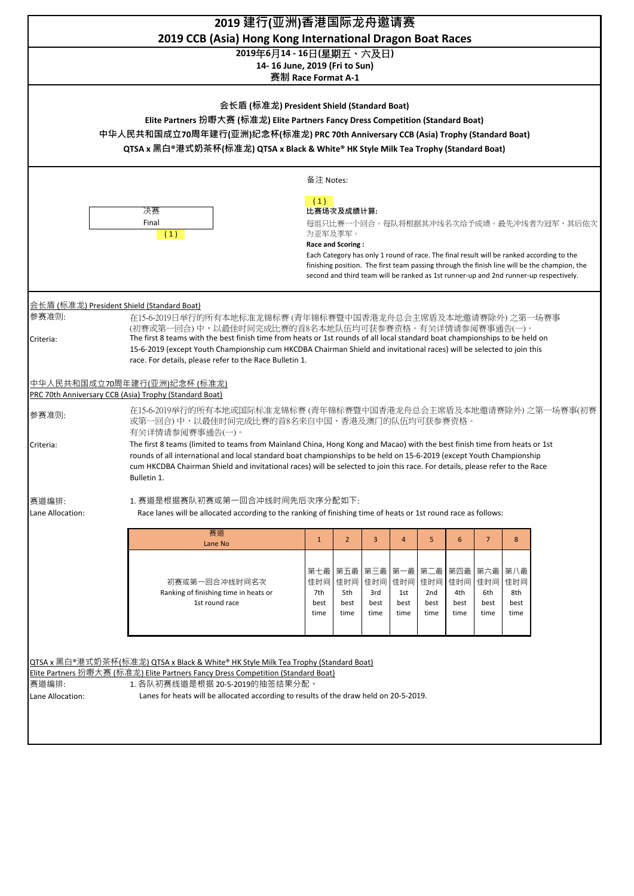# 2019 建行(亚洲)香港国际龙舟邀请赛
# 2019 CCB (Asia) Hong Kong International Dragon Boat Races

**2019年6月14 - 16日(星期五、六及日)**
**14- 16 June, 2019 (Fri to Sun)**
**赛制 Race Format A-1**

**会长盾 (标准龙) President Shield (Standard Boat)**

**Elite Partners 扮嘢大赛 (标准龙) Elite Partners Fancy Dress Competition (Standard Boat)**

**中华人民共和国成立70周年建行(亚洲)纪念杯(标准龙) PRC 70th Anniversary CCB (Asia) Trophy (Standard Boat)**

**QTSA x 黑白®港式奶茶杯(标准龙) QTSA x Black & White® HK Style Milk Tea Trophy (Standard Boat)**

决赛
Final
(1)

备注 Notes:

(1)
**比赛场次及成绩计算:**
每组只比赛一个回合。每队将根据其冲线名次给予成绩。最先冲线者为冠军，其后依次为亚军及季军。

**Race and Scoring :**
Each Category has only 1 round of race. The final result will be ranked according to the finishing position. The first team passing through the finish line will be the champion, the second and third team will be ranked as 1st runner-up and 2nd runner-up respectively.

会长盾 (标准龙) President Shield (Standard Boat)

参赛准则: 在15-6-2019日举行的所有本地标准龙锦标赛 (青年锦标赛暨中国香港龙舟总会主席盾及本地邀请赛除外) 之第一场赛事 (初赛或第一回合) 中，以最佳时间完成比赛的首8名本地队伍均可获参赛资格。有关详情请参阅赛事通告(一)。

Criteria: The first 8 teams with the best finish time from heats or 1st rounds of all local standard boat championships to be held on 15-6-2019 (except Youth Championship cum HKCDBA Chairman Shield and invitational races) will be selected to join this race. For details, please refer to the Race Bulletin 1.

中华人民共和国成立70周年建行(亚洲)纪念杯 (标准龙)
PRC 70th Anniversary CCB (Asia) Trophy (Standard Boat)

参赛准则: 在15-6-2019举行的所有本地或国际标准龙锦标赛 (青年锦标赛暨中国香港龙舟总会主席盾及本地邀请赛除外) 之第一场赛事(初赛或第一回合) 中，以最佳时间完成比赛的首8名来自中国、香港及澳门的队伍均可获参赛资格。有关详情请参阅赛事通告(一)。

Criteria: The first 8 teams (limited to teams from Mainland China, Hong Kong and Macao) with the best finish time from heats or 1st rounds of all international and local standard boat championships to be held on 15-6-2019 (except Youth Championship cum HKCDBA Chairman Shield and invitational races) will be selected to join this race. For details, please refer to the Race Bulletin 1.

赛道编排: 1. 赛道是根据赛队初赛或第一回合冲线时间先后次序分配如下:
Lane Allocation: Race lanes will be allocated according to the ranking of finishing time of heats or 1st round race as follows:

| 赛道 Lane No | 1 | 2 | 3 | 4 | 5 | 6 | 7 | 8 |
|---|---|---|---|---|---|---|---|---|
| 初赛或第一回合冲线时间名次 Ranking of finishing time in heats or 1st round race | 第七最佳时间 7th best time | 第五最佳时间 5th best time | 第三最佳时间 3rd best time | 第一最佳时间 1st best time | 第二最佳时间 2nd best time | 第四最佳时间 4th best time | 第六最佳时间 6th best time | 第八最佳时间 8th best time |

QTSA x 黑白®港式奶茶杯(标准龙) QTSA x Black & White® HK Style Milk Tea Trophy (Standard Boat)
Elite Partners 扮嘢大赛 (标准龙) Elite Partners Fancy Dress Competition (Standard Boat)

赛道编排: 1. 各队初赛线道是根据 20-5-2019的抽签结果分配。
Lane Allocation: Lanes for heats will be allocated according to results of the draw held on 20-5-2019.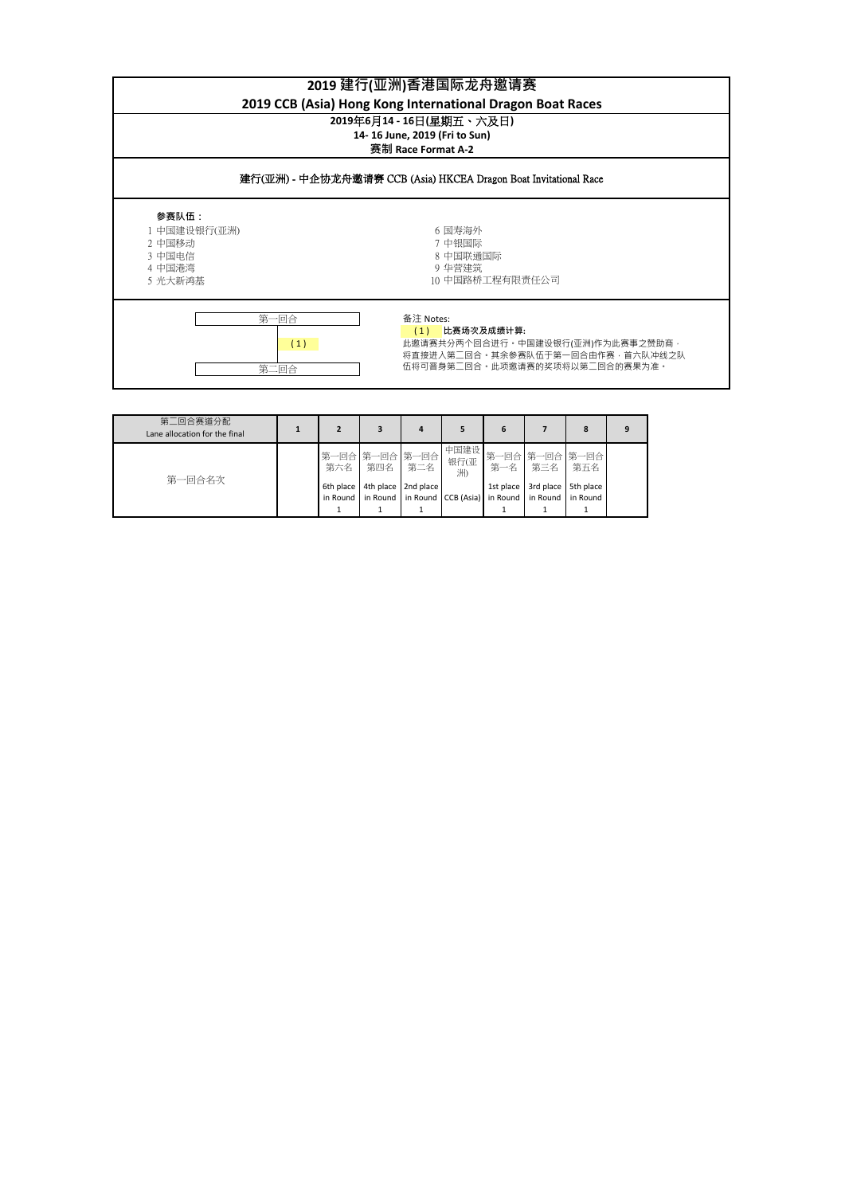# 2019 建行(亚洲)香港国际龙舟邀请赛

## 2019 CCB (Asia) Hong Kong International Dragon Boat Races

**2019年6月14 - 16日(星期五、六及日)**

**14- 16 June, 2019 (Fri to Sun)**

**赛制 Race Format A-2**

### 建行(亚洲) - 中企协龙舟邀请赛 CCB (Asia) HKCEA Dragon Boat Invitational Race

**参赛队伍：**

1 中国建设银行(亚洲)
2 中国移动
3 中国电信
4 中国港湾
5 光大新鸿基
6 国寿海外
7 中银国际
8 中国联通国际
9 华营建筑
10 中国路桥工程有限责任公司

第一回合

( 1 )

第二回合

备注 Notes:

( 1 ) **比赛场次及成绩计算:**

此邀请赛共分两个回合进行。中国建设银行(亚洲)作为此赛事之赞助商，将直接进入第二回合。其余参赛队伍于第一回合由作赛，首六队冲线之队伍将可晋身第二回合。此项邀请赛的奖项将以第二回合的赛果为准。

| 第二回合赛道分配 Lane allocation for the final | 1 | 2 | 3 | 4 | 5 | 6 | 7 | 8 | 9 |
|---|---|---|---|---|---|---|---|---|---|
| 第一回合名次 | | 第一回合第六名 6th place in Round 1 | 第一回合第四名 4th place in Round 1 | 第一回合第二名 2nd place in Round 1 | 中国建设银行(亚洲) CCB (Asia) | 第一回合第一名 1st place in Round 1 | 第一回合第三名 3rd place in Round 1 | 第一回合第五名 5th place in Round 1 | |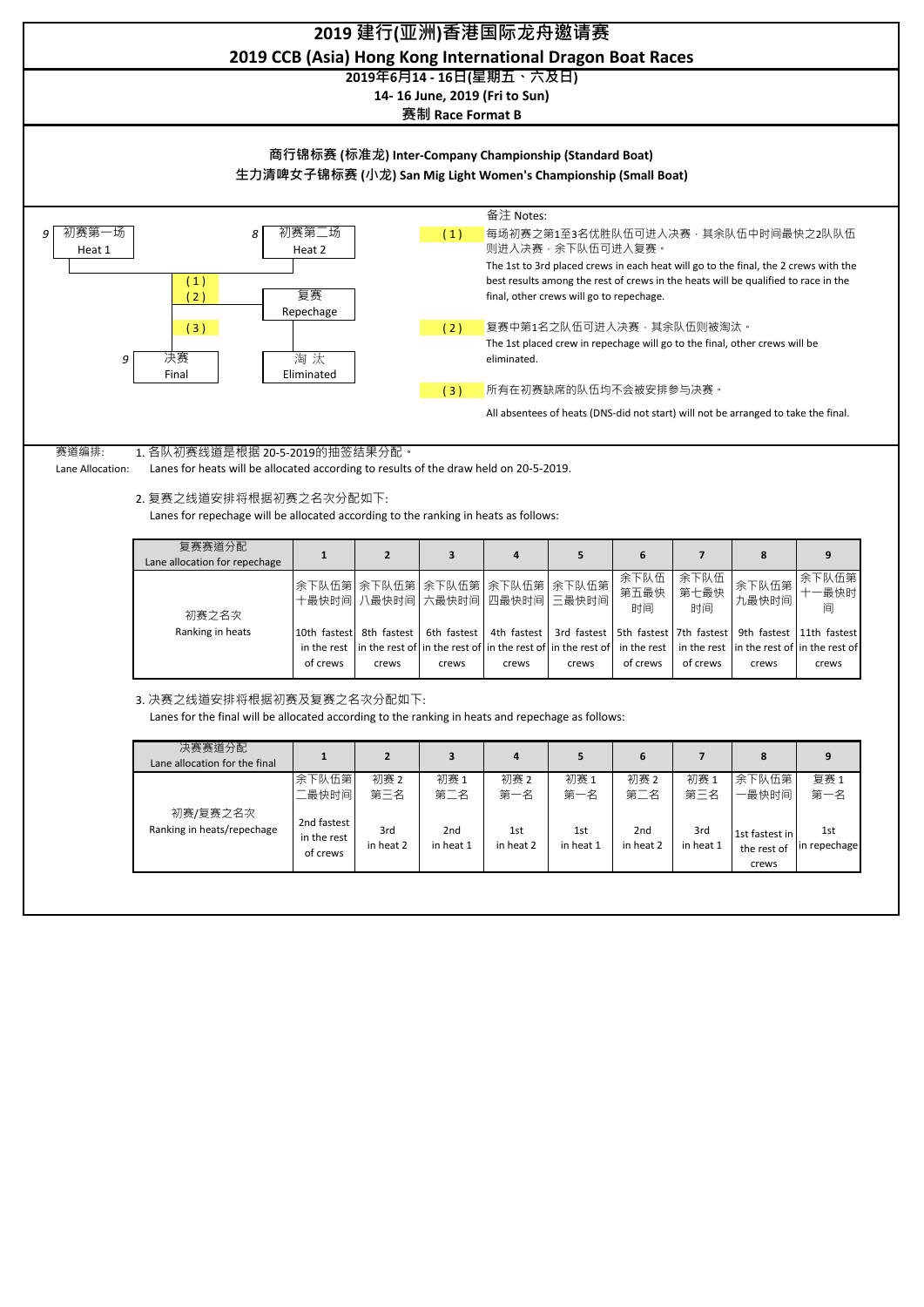# 2019 建行(亚洲)香港国际龙舟邀请赛

## 2019 CCB (Asia) Hong Kong International Dragon Boat Races

**2019年6月14 - 16日(星期五、六及日)**

**14- 16 June, 2019 (Fri to Sun)**

**赛制 Race Format B**

**商行锦标赛 (标准龙) Inter-Company Championship (Standard Boat)**

**生力清啤女子锦标赛 (小龙) San Mig Light Women's Championship (Small Boat)**

9 初赛第一场 Heat 1

8 初赛第二场 Heat 2

(1) (2) 复赛 Repechage

(3)

9 决赛 Final

淘 汰 Eliminated

备注 Notes:

(1) 每场初赛之第1至3名优胜队伍可进入决赛，其余队伍中时间最快之2队队伍则进入决赛，余下队伍可进入复赛。

The 1st to 3rd placed crews in each heat will go to the final, the 2 crews with the best results among the rest of crews in the heats will be qualified to race in the final, other crews will go to repechage.

(2) 复赛中第1名之队伍可进入决赛，其余队伍则被淘汰。

The 1st placed crew in repechage will go to the final, other crews will be eliminated.

(3) 所有在初赛缺席的队伍均不会被安排参与决赛。

All absentees of heats (DNS-did not start) will not be arranged to take the final.

赛道编排: 1. 各队初赛线道是根据 20-5-2019的抽签结果分配。

Lane Allocation: Lanes for heats will be allocated according to results of the draw held on 20-5-2019.

2. 复赛之线道安排将根据初赛之名次分配如下:

Lanes for repechage will be allocated according to the ranking in heats as follows:

| 复赛赛道分配 Lane allocation for repechage | 1 | 2 | 3 | 4 | 5 | 6 | 7 | 8 | 9 |
|---|---|---|---|---|---|---|---|---|---|
| 初赛之名次 Ranking in heats | 余下队伍第十最快时间 10th fastest in the rest of crews | 余下队伍第八最快时间 8th fastest in the rest of crews | 余下队伍第六最快时间 6th fastest in the rest of crews | 余下队伍第四最快时间 4th fastest in the rest of crews | 余下队伍第三最快时间 3rd fastest in the rest of crews | 余下队伍第五最快时间 5th fastest in the rest of crews | 余下队伍第七最快时间 7th fastest in the rest of crews | 余下队伍第九最快时间 9th fastest in the rest of crews | 余下队伍第十一最快时间 11th fastest in the rest of crews |

3. 决赛之线道安排将根据初赛及复赛之名次分配如下:

Lanes for the final will be allocated according to the ranking in heats and repechage as follows:

| 决赛赛道分配 Lane allocation for the final | 1 | 2 | 3 | 4 | 5 | 6 | 7 | 8 | 9 |
|---|---|---|---|---|---|---|---|---|---|
| 初赛/复赛之名次 Ranking in heats/repechage | 余下队伍第二最快时间 2nd fastest in the rest of crews | 初赛 2 第三名 3rd in heat 2 | 初赛 1 第二名 2nd in heat 1 | 初赛 2 第一名 1st in heat 2 | 初赛 1 第一名 1st in heat 1 | 初赛 2 第二名 2nd in heat 2 | 初赛 1 第三名 3rd in heat 1 | 余下队伍第一最快时间 1st fastest in the rest of crews | 复赛 1 第一名 1st in repechage |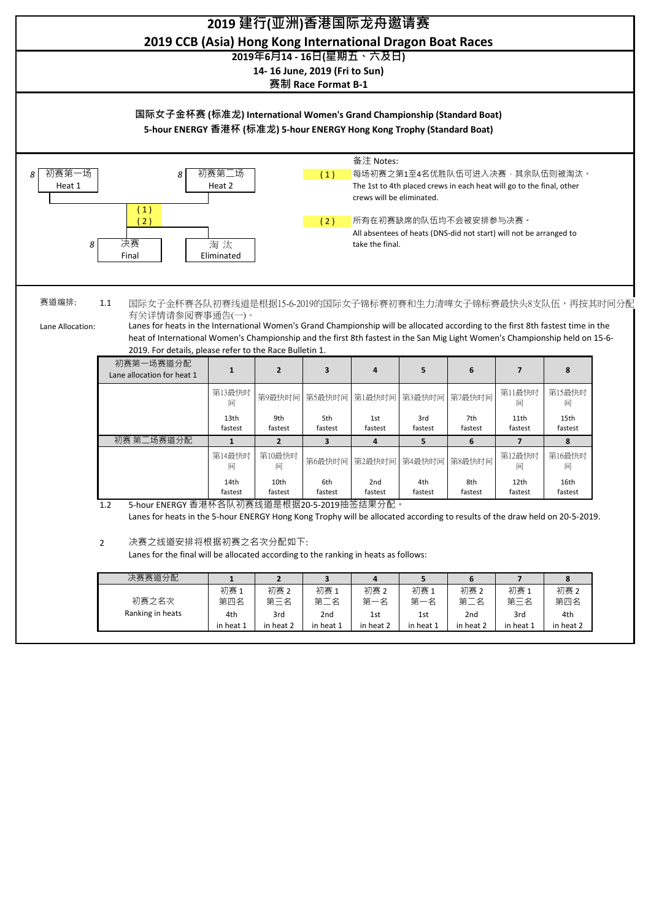# 2019 建行(亚洲)香港国际龙舟邀请赛

## 2019 CCB (Asia) Hong Kong International Dragon Boat Races

**2019年6月14 - 16日(星期五、六及日)**

**14- 16 June, 2019 (Fri to Sun)**

**赛制 Race Format B-1**

**国际女子金杯赛 (标准龙) International Women's Grand Championship (Standard Boat)**

**5-hour ENERGY 香港杯 (标准龙) 5-hour ENERGY Hong Kong Trophy (Standard Boat)**

8 初赛第一场 Heat 1 — 8 初赛第二场 Heat 2

(1) (2)

8 决赛 Final — 淘 汰 Eliminated

备注 Notes:

(1) 每场初赛之第1至4名优胜队伍可进入决赛，其余队伍则被淘汰。
The 1st to 4th placed crews in each heat will go to the final, other crews will be eliminated.

(2) 所有在初赛缺席的队伍均不会被安排参与决赛。
All absentees of heats (DNS-did not start) will not be arranged to take the final.

赛道编排:
Lane Allocation:

1.1 国际女子金杯赛各队初赛线道是根据15-6-2019的国际女子锦标赛初赛和生力清啤女子锦标赛最快头8支队伍，再按其时间分配有关详情请参阅赛事通告(一)。
Lanes for heats in the International Women's Grand Championship will be allocated according to the first 8th fastest time in the heat of International Women's Championship and the first 8th fastest in the San Mig Light Women's Championship held on 15-6-2019. For details, please refer to the Race Bulletin 1.

| 初赛第一场赛道分配 Lane allocation for heat 1 | 1 | 2 | 3 | 4 | 5 | 6 | 7 | 8 |
|---|---|---|---|---|---|---|---|---|
| | 第13最快时间 13th fastest | 第9最快时间 9th fastest | 第5最快时间 5th fastest | 第1最快时间 1st fastest | 第3最快时间 3rd fastest | 第7最快时间 7th fastest | 第11最快时间 11th fastest | 第15最快时间 15th fastest |
| 初赛 第二场赛道分配 | 1 | 2 | 3 | 4 | 5 | 6 | 7 | 8 |
| | 第14最快时间 14th fastest | 第10最快时间 10th fastest | 第6最快时间 6th fastest | 第2最快时间 2nd fastest | 第4最快时间 4th fastest | 第8最快时间 8th fastest | 第12最快时间 12th fastest | 第16最快时间 16th fastest |

1.2 5-hour ENERGY 香港杯各队初赛线道是根据20-5-2019抽签结果分配。
Lanes for heats in the 5-hour ENERGY Hong Kong Trophy will be allocated according to results of the draw held on 20-5-2019.

2 决赛之线道安排将根据初赛之名次分配如下:
Lanes for the final will be allocated according to the ranking in heats as follows:

| 决赛赛道分配 | 1 | 2 | 3 | 4 | 5 | 6 | 7 | 8 |
|---|---|---|---|---|---|---|---|---|
| 初赛之名次 Ranking in heats | 初赛 1 第四名 4th in heat 1 | 初赛 2 第三名 3rd in heat 2 | 初赛 1 第二名 2nd in heat 1 | 初赛 2 第一名 1st in heat 2 | 初赛 1 第一名 1st in heat 1 | 初赛 2 第二名 2nd in heat 2 | 初赛 1 第三名 3rd in heat 1 | 初赛 2 第四名 4th in heat 2 |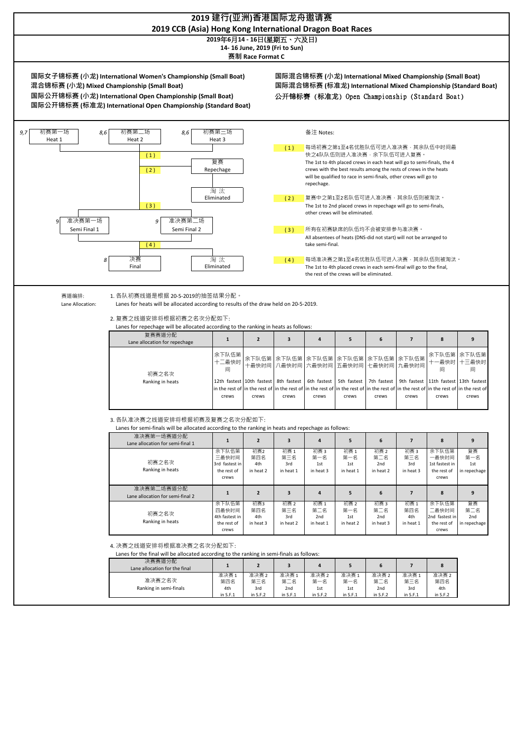# 2019 建行(亚洲)香港国际龙舟邀请赛
# 2019 CCB (Asia) Hong Kong International Dragon Boat Races

**2019年6月14 - 16日(星期五、六及日)**
**14- 16 June, 2019 (Fri to Sun)**
**赛制 Race Format C**

**国际女子锦标赛 (小龙) International Women's Championship (Small Boat)**
**混合锦标赛 (小龙) Mixed Championship (Small Boat)**
**国际公开锦标赛 (小龙) International Open Championship (Small Boat)**
**国际公开锦标赛 (标准龙) International Open Championship (Standard Boat)**

**国际混合锦标赛 (小龙) International Mixed Championship (Small Boat)**
**国际混合锦标赛 (标准龙) International Mixed Championship (Standard Boat)**
**公开锦标赛 (标准龙) Open Championship (Standard Boat)**

9,7 初赛第一场 Heat 1 — 8,6 初赛第二场 Heat 2 — 8,6 初赛第三场 Heat 3

(1) 复赛 Repechage

(2) 淘汰 Eliminated

(3)

9 准决赛第一场 Semi Final 1 — 9 准决赛第二场 Semi Final 2

(4)

8 决赛 Final — 淘汰 Eliminated

备注 Notes:

(1) 每场初赛之第1至4名优胜队伍可进入准决赛，其余队伍中时间最快之4队队伍则进入准决赛，余下队伍可进入复赛。
The 1st to 4th placed crews in each heat will go to semi-finals, the 4 crews with the best results among the rests of crews in the heats will be qualified to race in semi-finals, other crews will go to repechage.

(2) 复赛中之第1至2名队伍可进入准决赛，其余队伍则被淘汰。
The 1st to 2nd placed crews in repechage will go to semi-finals, other crews will be eliminated.

(3) 所有在初赛缺席的队伍均不会被安排参与准决赛。
All absentees of heats (DNS-did not start) will not be arranged to take semi-final.

(4) 每场准决赛之第1至4名优胜队伍可进入决赛，其余队伍则被淘汰。
The 1st to 4th placed crews in each semi-final will go to the final, the rest of the crews will be eliminated.

赛道编排:
Lane Allocation:

1. 各队初赛线道是根据 20-5-2019的抽签结果分配。
Lanes for heats will be allocated according to results of the draw held on 20-5-2019.

2. 复赛之线道安排将根据初赛之名次分配如下:
Lanes for repechage will be allocated according to the ranking in heats as follows:

| 复赛赛道分配 Lane allocation for repechage | 1 | 2 | 3 | 4 | 5 | 6 | 7 | 8 | 9 |
|---|---|---|---|---|---|---|---|---|---|
| 初赛之名次 Ranking in heats | 余下队伍第十二最快时间 12th fastest in the rest of crews | 余下队伍第十最快时间 10th fastest in the rest of crews | 余下队伍第八最快时间 8th fastest in the rest of crews | 余下队伍第六最快时间 6th fastest in the rest of crews | 余下队伍第五最快时间 5th fastest in the rest of crews | 余下队伍第七最快时间 7th fastest in the rest of crews | 余下队伍第九最快时间 9th fastest in the rest of crews | 余下队伍第十一最快时间 11th fastest in the rest of crews | 余下队伍第十三最快时间 13th fastest in the rest of crews |

3. 各队准决赛之线道安排将根据初赛及复赛之名次分配如下:
Lanes for semi-finals will be allocated according to the ranking in heats and repechage as follows:

| 准决赛第一场赛道分配 Lane allocation for semi-final 1 | 1 | 2 | 3 | 4 | 5 | 6 | 7 | 8 | 9 |
|---|---|---|---|---|---|---|---|---|---|
| 初赛之名次 Ranking in heats | 余下队伍第三最快时间 3rd fastest in the rest of crews | 初赛2 第四名 4th in heat 2 | 初赛 1 第三名 3rd in heat 1 | 初赛 3 第一名 1st in heat 3 | 初赛 1 第一名 1st in heat 1 | 初赛 2 第二名 2nd in heat 2 | 初赛 3 第三名 3rd in heat 3 | 余下队伍第一最快时间 1st fastest in the rest of crews | 复赛 第一名 1st in repechage |
| **准决赛第二场赛道分配 Lane allocation for semi-final 2** | **1** | **2** | **3** | **4** | **5** | **6** | **7** | **8** | **9** |
| 初赛之名次 Ranking in heats | 余下队伍第四最快时间 4th fastest in the rest of crews | 初赛3 第四名 4th in heat 3 | 初赛 2 第三名 3rd in heat 2 | 初赛 1 第二名 2nd in heat 1 | 初赛 2 第一名 1st in heat 2 | 初赛 3 第二名 2nd in heat 3 | 初赛 1 第四名 4th in heat 1 | 余下队伍第二最快时间 2nd fastest in the rest of crews | 复赛 第二名 2nd in repechage |

4. 决赛之线道安排将根据准决赛之名次分配如下:
Lanes for the final will be allocated according to the ranking in semi-finals as follows:

| 决赛赛道分配 Lane allocation for the final | 1 | 2 | 3 | 4 | 5 | 6 | 7 | 8 |
|---|---|---|---|---|---|---|---|---|
| 准决赛之名次 Ranking in semi-finals | 准决赛 1 第四名 4th in S.F.1 | 准决赛 2 第三名 3rd in S.F.2 | 准决赛 1 第二名 2nd in S.F.1 | 准决赛 2 第一名 1st in S.F.2 | 准决赛 1 第一名 1st in S.F.1 | 准决赛 2 第二名 2nd in S.F.2 | 准决赛 1 第三名 3rd in S.F.1 | 准决赛 2 第四名 4th in S.F.2 |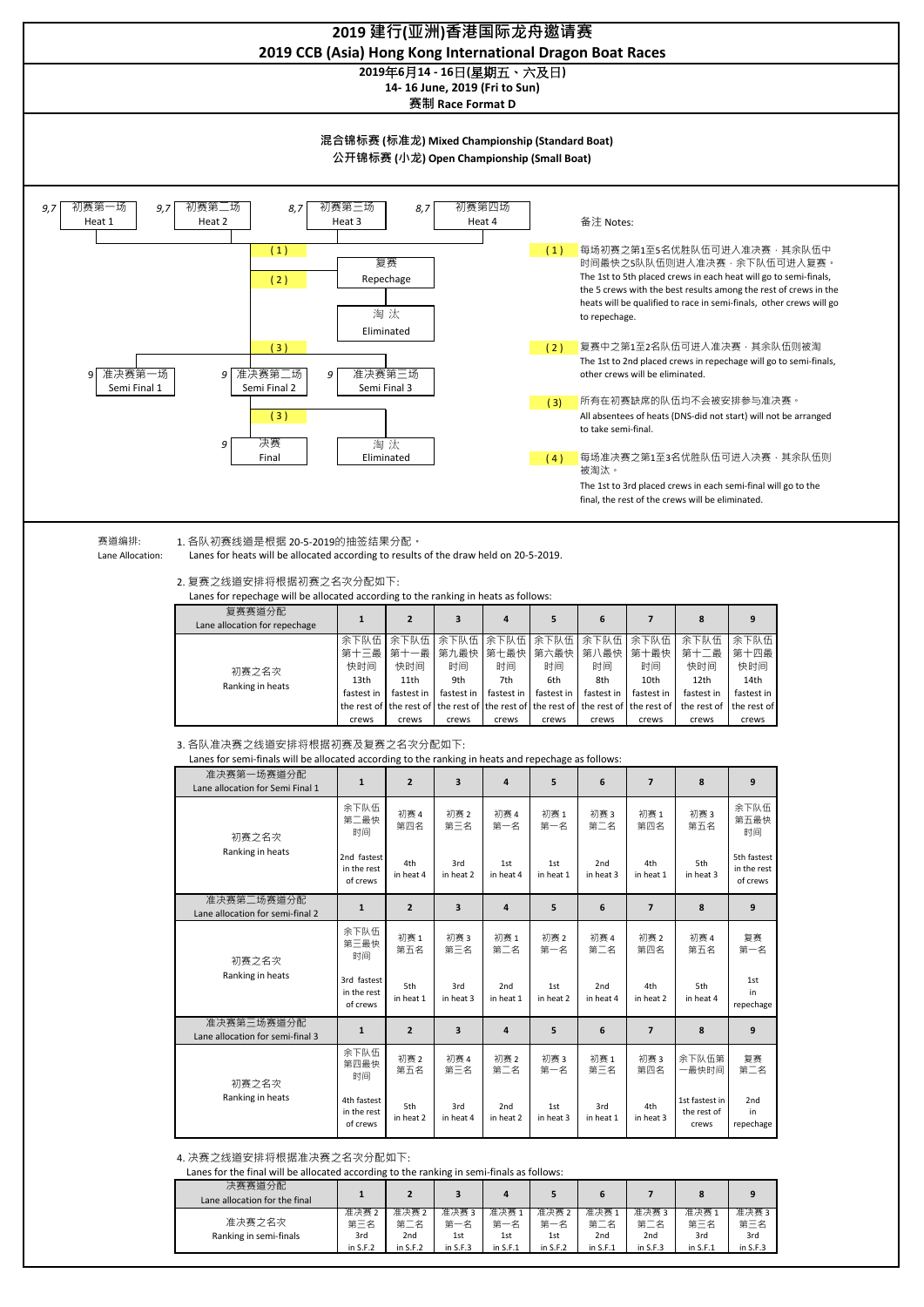# 2019 建行(亚洲)香港国际龙舟邀请赛

## 2019 CCB (Asia) Hong Kong International Dragon Boat Races

**2019年6月14 - 16日(星期五、六及日)**
**14- 16 June, 2019 (Fri to Sun)**
**赛制 Race Format D**

**混合锦标赛 (标准龙) Mixed Championship (Standard Boat)**
**公开锦标赛 (小龙) Open Championship (Small Boat)**

9,7 初赛第一场 Heat 1 — 9,7 初赛第二场 Heat 2 — 8,7 初赛第三场 Heat 3 — 8,7 初赛第四场 Heat 4

(1) → 复赛 Repechage
(2) → 淘汰 Eliminated
(3) → 9 准决赛第一场 Semi Final 1 — 9 准决赛第二场 Semi Final 2 — 9 准决赛第三场 Semi Final 3
(3) → 9 决赛 Final — 淘汰 Eliminated

备注 Notes:

(1) 每场初赛之第1至5名优胜队伍可进入准决赛，其余队伍中时间最快之5队队伍则进入准决赛，余下队伍可进入复赛。
The 1st to 5th placed crews in each heat will go to semi-finals, the 5 crews with the best results among the rest of crews in the heats will be qualified to race in semi-finals, other crews will go to repechage.

(2) 复赛中之第1至2名队伍可进入准决赛，其余队伍则被淘汰
The 1st to 2nd placed crews in repechage will go to semi-finals, other crews will be eliminated.

(3) 所有在初赛缺席的队伍均不会被安排参与准决赛。
All absentees of heats (DNS-did not start) will not be arranged to take semi-final.

(4) 每场准决赛之第1至3名优胜队伍可进入决赛，其余队伍则被淘汰。
The 1st to 3rd placed crews in each semi-final will go to the final, the rest of the crews will be eliminated.

赛道编排: Lane Allocation:

1. 各队初赛线道是根据 20-5-2019的抽签结果分配。
Lanes for heats will be allocated according to results of the draw held on 20-5-2019.

2. 复赛之线道安排将根据初赛之名次分配如下:
Lanes for repechage will be allocated according to the ranking in heats as follows:

| 复赛赛道分配 Lane allocation for repechage | 1 | 2 | 3 | 4 | 5 | 6 | 7 | 8 | 9 |
|---|---|---|---|---|---|---|---|---|---|
| 初赛之名次 Ranking in heats | 余下队伍第十三最快时间 13th fastest in the rest of crews | 余下队伍第十一最快时间 11th fastest in the rest of crews | 余下队伍第九最快时间 9th fastest in the rest of crews | 余下队伍第七最快时间 7th fastest in the rest of crews | 余下队伍第六最快时间 6th fastest in the rest of crews | 余下队伍第八最快时间 8th fastest in the rest of crews | 余下队伍第十最快时间 10th fastest in the rest of crews | 余下队伍第十二最快时间 12th fastest in the rest of crews | 余下队伍第十四最快时间 14th fastest in the rest of crews |

3. 各队准决赛之线道安排将根据初赛及复赛之名次分配如下:
Lanes for semi-finals will be allocated according to the ranking in heats and repechage as follows:

| 准决赛第一场赛道分配 Lane allocation for Semi Final 1 | 1 | 2 | 3 | 4 | 5 | 6 | 7 | 8 | 9 |
|---|---|---|---|---|---|---|---|---|---|
| 初赛之名次 Ranking in heats | 余下队伍第二最快时间 2nd fastest in the rest of crews | 初赛 4 第四名 4th in heat 4 | 初赛 2 第三名 3rd in heat 2 | 初赛 4 第一名 1st in heat 4 | 初赛 1 第一名 1st in heat 1 | 初赛 3 第二名 2nd in heat 3 | 初赛 1 第四名 4th in heat 1 | 初赛 3 第五名 5th in heat 3 | 余下队伍第五最快时间 5th fastest in the rest of crews |
| **准决赛第二场赛道分配 Lane allocation for semi-final 2** | **1** | **2** | **3** | **4** | **5** | **6** | **7** | **8** | **9** |
| 初赛之名次 Ranking in heats | 余下队伍第三最快时间 3rd fastest in the rest of crews | 初赛 1 第五名 5th in heat 1 | 初赛 3 第三名 3rd in heat 3 | 初赛 1 第二名 2nd in heat 1 | 初赛 2 第一名 1st in heat 2 | 初赛 4 第二名 2nd in heat 4 | 初赛 2 第四名 4th in heat 2 | 初赛 4 第五名 5th in heat 4 | 复赛第一名 1st in repechage |
| **准决赛第三场赛道分配 Lane allocation for semi-final 3** | **1** | **2** | **3** | **4** | **5** | **6** | **7** | **8** | **9** |
| 初赛之名次 Ranking in heats | 余下队伍第四最快时间 4th fastest in the rest of crews | 初赛 2 第五名 5th in heat 2 | 初赛 4 第三名 3rd in heat 4 | 初赛 2 第二名 2nd in heat 2 | 初赛 3 第一名 1st in heat 3 | 初赛 1 第三名 3rd in heat 1 | 初赛 3 第四名 4th in heat 3 | 余下队伍第一最快时间 1st fastest in the rest of crews | 复赛第二名 2nd in repechage |

4. 决赛之线道安排将根据准决赛之名次分配如下:
Lanes for the final will be allocated according to the ranking in semi-finals as follows:

| 决赛赛道分配 Lane allocation for the final | 1 | 2 | 3 | 4 | 5 | 6 | 7 | 8 | 9 |
|---|---|---|---|---|---|---|---|---|---|
| 准决赛之名次 Ranking in semi-finals | 准决赛 2 第三名 3rd in S.F.2 | 准决赛 2 第二名 2nd in S.F.2 | 准决赛 3 第一名 1st in S.F.3 | 准决赛 1 第一名 1st in S.F.1 | 准决赛 2 第一名 1st in S.F.2 | 准决赛 1 第二名 2nd in S.F.1 | 准决赛 3 第二名 2nd in S.F.3 | 准决赛 1 第三名 3rd in S.F.1 | 准决赛 3 第三名 3rd in S.F.3 |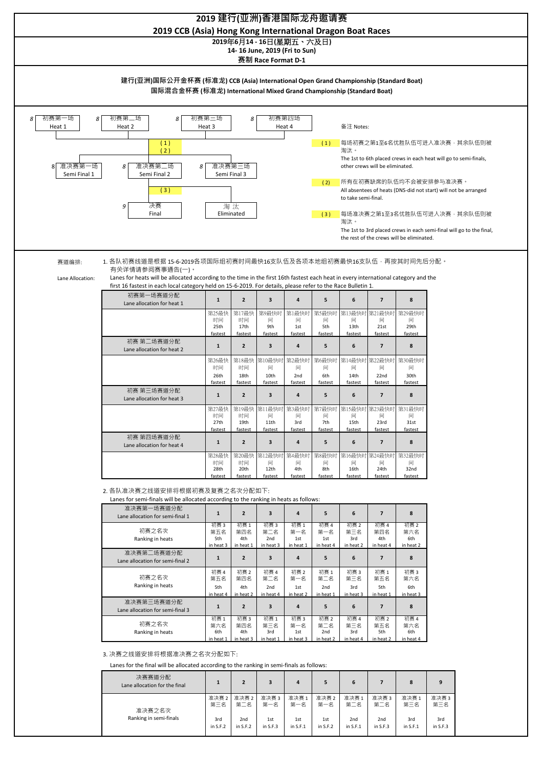# 2019 建行(亚洲)香港国际龙舟邀请赛

# 2019 CCB (Asia) Hong Kong International Dragon Boat Races

**2019年6月14 - 16日(星期五、六及日)**
**14- 16 June, 2019 (Fri to Sun)**
**赛制 Race Format D-1**

**建行(亚洲)国际公开金杯赛 (标准龙) CCB (Asia) International Open Grand Championship (Standard Boat)**
**国际混合金杯赛 (标准龙) International Mixed Grand Championship (Standard Boat)**

8 初赛第一场 Heat 1 | 8 初赛第二场 Heat 2 | 8 初赛第三场 Heat 3 | 8 初赛第四场 Heat 4

(1)
(2)

8 准决赛第一场 Semi Final 1 | 8 准决赛第二场 Semi Final 2 | 8 准决赛第三场 Semi Final 3

(3)

9 决赛 Final | 淘汰 Eliminated

备注 Notes:

(1) 每场初赛之第1至6名优胜队伍可进入准决赛，其余队伍则被淘汰。
The 1st to 6th placed crews in each heat will go to semi-finals, other crews will be eliminated.

(2) 所有在初赛缺席的队伍均不会被安排参与准决赛。
All absentees of heats (DNS-did not start) will not be arranged to take semi-final.

(3) 每场准决赛之第1至3名优胜队伍可进入决赛，其余队伍则被淘汰。
The 1st to 3rd placed crews in each semi-final will go to the final, the rest of the crews will be eliminated.

赛道编排: Lane Allocation:

1. 各队初赛线道是根据 15-6-2019各项国际组初赛时间最快16支队伍及各项本地组初赛最快16支队伍，再按其时间先后分配。有关详情请参阅赛事通告(一)。
Lanes for heats will be allocated according to the time in the first 16th fastest each heat in every international category and the first 16 fastest in each local category held on 15-6-2019. For details, please refer to the Race Bulletin 1.

| 初赛第一场赛道分配 Lane allocation for heat 1 | 1 | 2 | 3 | 4 | 5 | 6 | 7 | 8 |
|---|---|---|---|---|---|---|---|---|
| | 第25最快时间 25th fastest | 第17最快时间 17th fastest | 第9最快时间 9th fastest | 第1最快时间 1st fastest | 第5最快时间 5th fastest | 第13最快时间 13th fastest | 第21最快时间 21st fastest | 第29最快时间 29th fastest |
| **初赛 第二场赛道分配 Lane allocation for heat 2** | **1** | **2** | **3** | **4** | **5** | **6** | **7** | **8** |
| | 第26最快时间 26th fastest | 第18最快时间 18th fastest | 第10最快时间 10th fastest | 第2最快时间 2nd fastest | 第6最快时间 6th fastest | 第14最快时间 14th fastest | 第22最快时间 22nd fastest | 第30最快时间 30th fastest |
| **初赛 第三场赛道分配 Lane allocation for heat 3** | **1** | **2** | **3** | **4** | **5** | **6** | **7** | **8** |
| | 第27最快时间 27th fastest | 第19最快时间 19th fastest | 第11最快时间 11th fastest | 第3最快时间 3rd fastest | 第7最快时间 7th fastest | 第15最快时间 15th fastest | 第23最快时间 23rd fastest | 第31最快时间 31st fastest |
| **初赛 第四场赛道分配 Lane allocation for heat 4** | **1** | **2** | **3** | **4** | **5** | **6** | **7** | **8** |
| | 第28最快时间 28th fastest | 第20最快时间 20th fastest | 第12最快时间 12th fastest | 第4最快时间 4th fastest | 第8最快时间 8th fastest | 第16最快时间 16th fastest | 第24最快时间 24th fastest | 第32最快时间 32nd fastest |

2. 各队准决赛之线道安排将根据初赛及复赛之名次分配如下:
Lanes for semi-finals will be allocated according to the ranking in heats as follows:

| 准决赛第一场赛道分配 Lane allocation for semi-final 1 | 1 | 2 | 3 | 4 | 5 | 6 | 7 | 8 |
|---|---|---|---|---|---|---|---|---|
| 初赛之名次 Ranking in heats | 初赛3 第五名 5th in heat 3 | 初赛1 第四名 4th in heat 1 | 初赛3 第二名 2nd in heat 3 | 初赛1 第一名 1st in heat 1 | 初赛4 第一名 1st in heat 4 | 初赛2 第三名 3rd in heat 2 | 初赛4 第四名 4th in heat 4 | 初赛2 第六名 6th in heat 2 |
| **准决赛第二场赛道分配 Lane allocation for semi-final 2** | **1** | **2** | **3** | **4** | **5** | **6** | **7** | **8** |
| 初赛之名次 Ranking in heats | 初赛4 第五名 5th in heat 4 | 初赛2 第四名 4th in heat 2 | 初赛4 第二名 2nd in heat 4 | 初赛2 第一名 1st in heat 2 | 初赛1 第二名 2nd in heat 1 | 初赛3 第三名 3rd in heat 3 | 初赛1 第五名 5th in heat 1 | 初赛3 第六名 6th in heat 3 |
| **准决赛第三场赛道分配 Lane allocation for semi-final 3** | **1** | **2** | **3** | **4** | **5** | **6** | **7** | **8** |
| 初赛之名次 Ranking in heats | 初赛1 第六名 6th in heat 1 | 初赛3 第四名 4th in heat 3 | 初赛1 第三名 3rd in heat 1 | 初赛3 第一名 1st in heat 3 | 初赛2 第二名 2nd in heat 2 | 初赛4 第三名 3rd in heat 4 | 初赛2 第五名 5th in heat 2 | 初赛4 第六名 6th in heat 4 |

3. 决赛之线道安排将根据准决赛之名次分配如下:
Lanes for the final will be allocated according to the ranking in semi-finals as follows:

| 决赛赛道分配 Lane allocation for the final | 1 | 2 | 3 | 4 | 5 | 6 | 7 | 8 | 9 |
|---|---|---|---|---|---|---|---|---|---|
| 准决赛之名次 Ranking in semi-finals | 准决赛2 第三名 3rd in S.F.2 | 准决赛2 第二名 2nd in S.F.2 | 准决赛3 第一名 1st in S.F.3 | 准决赛1 第一名 1st in S.F.1 | 准决赛2 第一名 1st in S.F.2 | 准决赛1 第二名 2nd in S.F.1 | 准决赛3 第二名 2nd in S.F.3 | 准决赛1 第三名 3rd in S.F.1 | 准决赛3 第三名 3rd in S.F.3 |